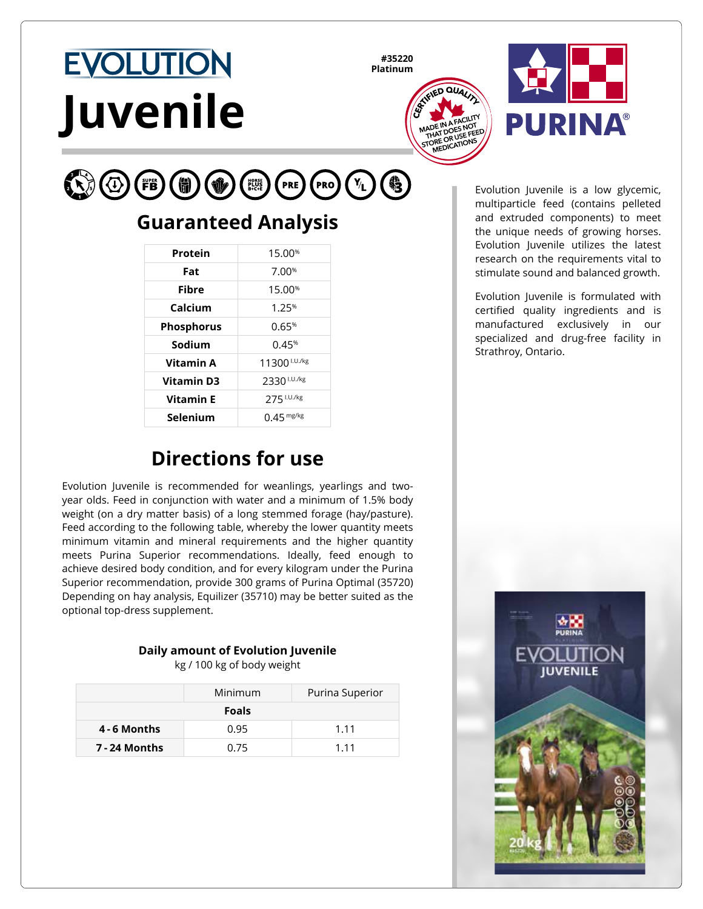# EVOLUTION Juvenile

#35220
Platinum

CERTIFIED QUALITY
MADE IN A FACILITY THAT DOES NOT STORE OR USE FEED MEDICATIONS

PURINA®

Evolution Juvenile is a low glycemic, multiparticle feed (contains pelleted and extruded components) to meet the unique needs of growing horses. Evolution Juvenile utilizes the latest research on the requirements vital to stimulate sound and balanced growth.

Evolution Juvenile is formulated with certified quality ingredients and is manufactured exclusively in our specialized and drug-free facility in Strathroy, Ontario.

## Guaranteed Analysis

| | |
|---|---|
| **Protein** | 15.00% |
| **Fat** | 7.00% |
| **Fibre** | 15.00% |
| **Calcium** | 1.25% |
| **Phosphorus** | 0.65% |
| **Sodium** | 0.45% |
| **Vitamin A** | 11300 I.U./kg |
| **Vitamin D3** | 2330 I.U./kg |
| **Vitamin E** | 275 I.U./kg |
| **Selenium** | 0.45 mg/kg |

## Directions for use

Evolution Juvenile is recommended for weanlings, yearlings and two-year olds. Feed in conjunction with water and a minimum of 1.5% body weight (on a dry matter basis) of a long stemmed forage (hay/pasture). Feed according to the following table, whereby the lower quantity meets minimum vitamin and mineral requirements and the higher quantity meets Purina Superior recommendations. Ideally, feed enough to achieve desired body condition, and for every kilogram under the Purina Superior recommendation, provide 300 grams of Purina Optimal (35720) Depending on hay analysis, Equilizer (35710) may be better suited as the optional top-dress supplement.

**Daily amount of Evolution Juvenile**
kg / 100 kg of body weight

| | Minimum | Purina Superior |
|---|---|---|
| **Foals** | | |
| **4 - 6 Months** | 0.95 | 1.11 |
| **7 - 24 Months** | 0.75 | 1.11 |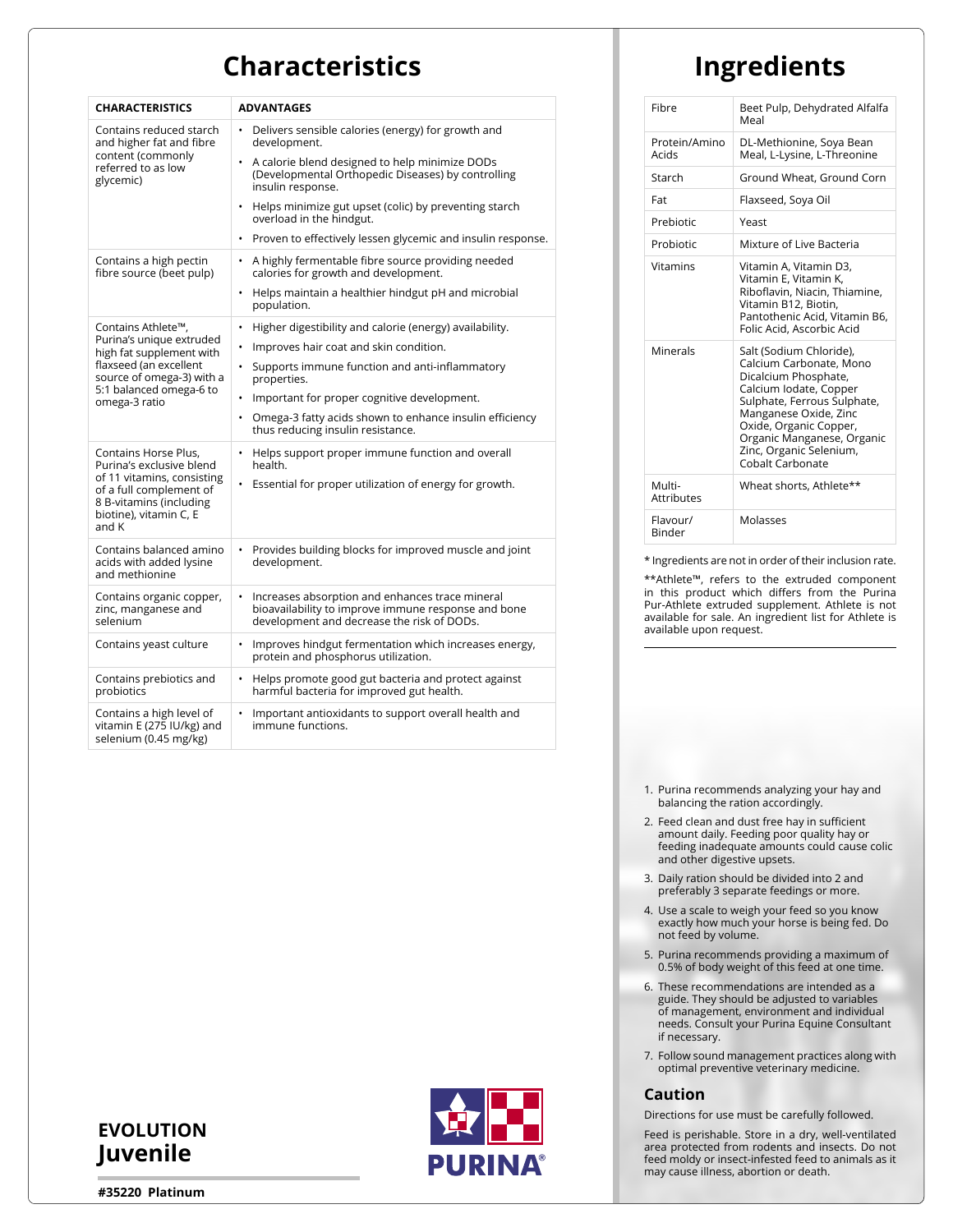# Characteristics

| CHARACTERISTICS | ADVANTAGES |
|---|---|
| Contains reduced starch and higher fat and fibre content (commonly referred to as low glycemic) | • Delivers sensible calories (energy) for growth and development.<br>• A calorie blend designed to help minimize DODs (Developmental Orthopedic Diseases) by controlling insulin response.<br>• Helps minimize gut upset (colic) by preventing starch overload in the hindgut.<br>• Proven to effectively lessen glycemic and insulin response. |
| Contains a high pectin fibre source (beet pulp) | • A highly fermentable fibre source providing needed calories for growth and development.<br>• Helps maintain a healthier hindgut pH and microbial population. |
| Contains Athlete™, Purina's unique extruded high fat supplement with flaxseed (an excellent source of omega-3) with a 5:1 balanced omega-6 to omega-3 ratio | • Higher digestibility and calorie (energy) availability.<br>• Improves hair coat and skin condition.<br>• Supports immune function and anti-inflammatory properties.<br>• Important for proper cognitive development.<br>• Omega-3 fatty acids shown to enhance insulin efficiency thus reducing insulin resistance. |
| Contains Horse Plus, Purina's exclusive blend of 11 vitamins, consisting of a full complement of 8 B-vitamins (including biotine), vitamin C, E and K | • Helps support proper immune function and overall health.<br>• Essential for proper utilization of energy for growth. |
| Contains balanced amino acids with added lysine and methionine | • Provides building blocks for improved muscle and joint development. |
| Contains organic copper, zinc, manganese and selenium | • Increases absorption and enhances trace mineral bioavailability to improve immune response and bone development and decrease the risk of DODs. |
| Contains yeast culture | • Improves hindgut fermentation which increases energy, protein and phosphorus utilization. |
| Contains prebiotics and probiotics | • Helps promote good gut bacteria and protect against harmful bacteria for improved gut health. |
| Contains a high level of vitamin E (275 IU/kg) and selenium (0.45 mg/kg) | • Important antioxidants to support overall health and immune functions. |

**EVOLUTION**
**Juvenile**

**#35220 Platinum**

PURINA®

# Ingredients

| | |
|---|---|
| Fibre | Beet Pulp, Dehydrated Alfalfa Meal |
| Protein/Amino Acids | DL-Methionine, Soya Bean Meal, L-Lysine, L-Threonine |
| Starch | Ground Wheat, Ground Corn |
| Fat | Flaxseed, Soya Oil |
| Prebiotic | Yeast |
| Probiotic | Mixture of Live Bacteria |
| Vitamins | Vitamin A, Vitamin D3, Vitamin E, Vitamin K, Riboflavin, Niacin, Thiamine, Vitamin B12, Biotin, Pantothenic Acid, Vitamin B6, Folic Acid, Ascorbic Acid |
| Minerals | Salt (Sodium Chloride), Calcium Carbonate, Mono Dicalcium Phosphate, Calcium Iodate, Copper Sulphate, Ferrous Sulphate, Manganese Oxide, Zinc Oxide, Organic Copper, Organic Manganese, Organic Zinc, Organic Selenium, Cobalt Carbonate |
| Multi-Attributes | Wheat shorts, Athlete** |
| Flavour/ Binder | Molasses |

* Ingredients are not in order of their inclusion rate.

**Athlete™, refers to the extruded component in this product which differs from the Purina Pur-Athlete extruded supplement. Athlete is not available for sale. An ingredient list for Athlete is available upon request.

1. Purina recommends analyzing your hay and balancing the ration accordingly.
2. Feed clean and dust free hay in sufficient amount daily. Feeding poor quality hay or feeding inadequate amounts could cause colic and other digestive upsets.
3. Daily ration should be divided into 2 and preferably 3 separate feedings or more.
4. Use a scale to weigh your feed so you know exactly how much your horse is being fed. Do not feed by volume.
5. Purina recommends providing a maximum of 0.5% of body weight of this feed at one time.
6. These recommendations are intended as a guide. They should be adjusted to variables of management, environment and individual needs. Consult your Purina Equine Consultant if necessary.
7. Follow sound management practices along with optimal preventive veterinary medicine.

## Caution

Directions for use must be carefully followed.

Feed is perishable. Store in a dry, well-ventilated area protected from rodents and insects. Do not feed moldy or insect-infested feed to animals as it may cause illness, abortion or death.